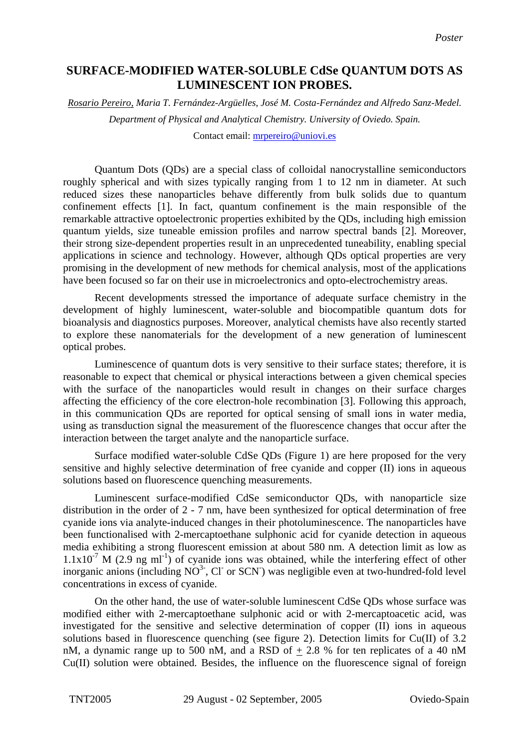*Poster*

# SURFACE-MODIFIED WATER-SOLUBLE CdSe QUANTUM DOTS AS LUMINESCENT ION PROBES.

*Rosario Pereiro, Maria T. Fernández-Argüelles, José M. Costa-Fernández and Alfredo Sanz-Medel.*

*Department of Physical and Analytical Chemistry. University of Oviedo. Spain.*

Contact email: mrpereiro@uniovi.es

Quantum Dots (QDs) are a special class of colloidal nanocrystalline semiconductors roughly spherical and with sizes typically ranging from 1 to 12 nm in diameter. At such reduced sizes these nanoparticles behave differently from bulk solids due to quantum confinement effects [1]. In fact, quantum confinement is the main responsible of the remarkable attractive optoelectronic properties exhibited by the QDs, including high emission quantum yields, size tuneable emission profiles and narrow spectral bands [2]. Moreover, their strong size-dependent properties result in an unprecedented tuneability, enabling special applications in science and technology. However, although QDs optical properties are very promising in the development of new methods for chemical analysis, most of the applications have been focused so far on their use in microelectronics and opto-electrochemistry areas.

Recent developments stressed the importance of adequate surface chemistry in the development of highly luminescent, water-soluble and biocompatible quantum dots for bioanalysis and diagnostics purposes. Moreover, analytical chemists have also recently started to explore these nanomaterials for the development of a new generation of luminescent optical probes.

Luminescence of quantum dots is very sensitive to their surface states; therefore, it is reasonable to expect that chemical or physical interactions between a given chemical species with the surface of the nanoparticles would result in changes on their surface charges affecting the efficiency of the core electron-hole recombination [3]. Following this approach, in this communication QDs are reported for optical sensing of small ions in water media, using as transduction signal the measurement of the fluorescence changes that occur after the interaction between the target analyte and the nanoparticle surface.

Surface modified water-soluble CdSe QDs (Figure 1) are here proposed for the very sensitive and highly selective determination of free cyanide and copper (II) ions in aqueous solutions based on fluorescence quenching measurements.

Luminescent surface-modified CdSe semiconductor QDs, with nanoparticle size distribution in the order of 2 - 7 nm, have been synthesized for optical determination of free cyanide ions via analyte-induced changes in their photoluminescence. The nanoparticles have been functionalised with 2-mercaptoethane sulphonic acid for cyanide detection in aqueous media exhibiting a strong fluorescent emission at about 580 nm. A detection limit as low as $1.1 \times 10^{-7}$ M (2.9 ng $ml^{-1}$) of cyanide ions was obtained, while the interfering effect of other inorganic anions (including $NO^{3-}$, $Cl^{-}$ or $SCN^{-}$) was negligible even at two-hundred-fold level concentrations in excess of cyanide.

On the other hand, the use of water-soluble luminescent CdSe QDs whose surface was modified either with 2-mercaptoethane sulphonic acid or with 2-mercaptoacetic acid, was investigated for the sensitive and selective determination of copper (II) ions in aqueous solutions based in fluorescence quenching (see figure 2). Detection limits for Cu(II) of 3.2 nM, a dynamic range up to 500 nM, and a RSD of $\pm$ 2.8 % for ten replicates of a 40 nM Cu(II) solution were obtained. Besides, the influence on the fluorescence signal of foreign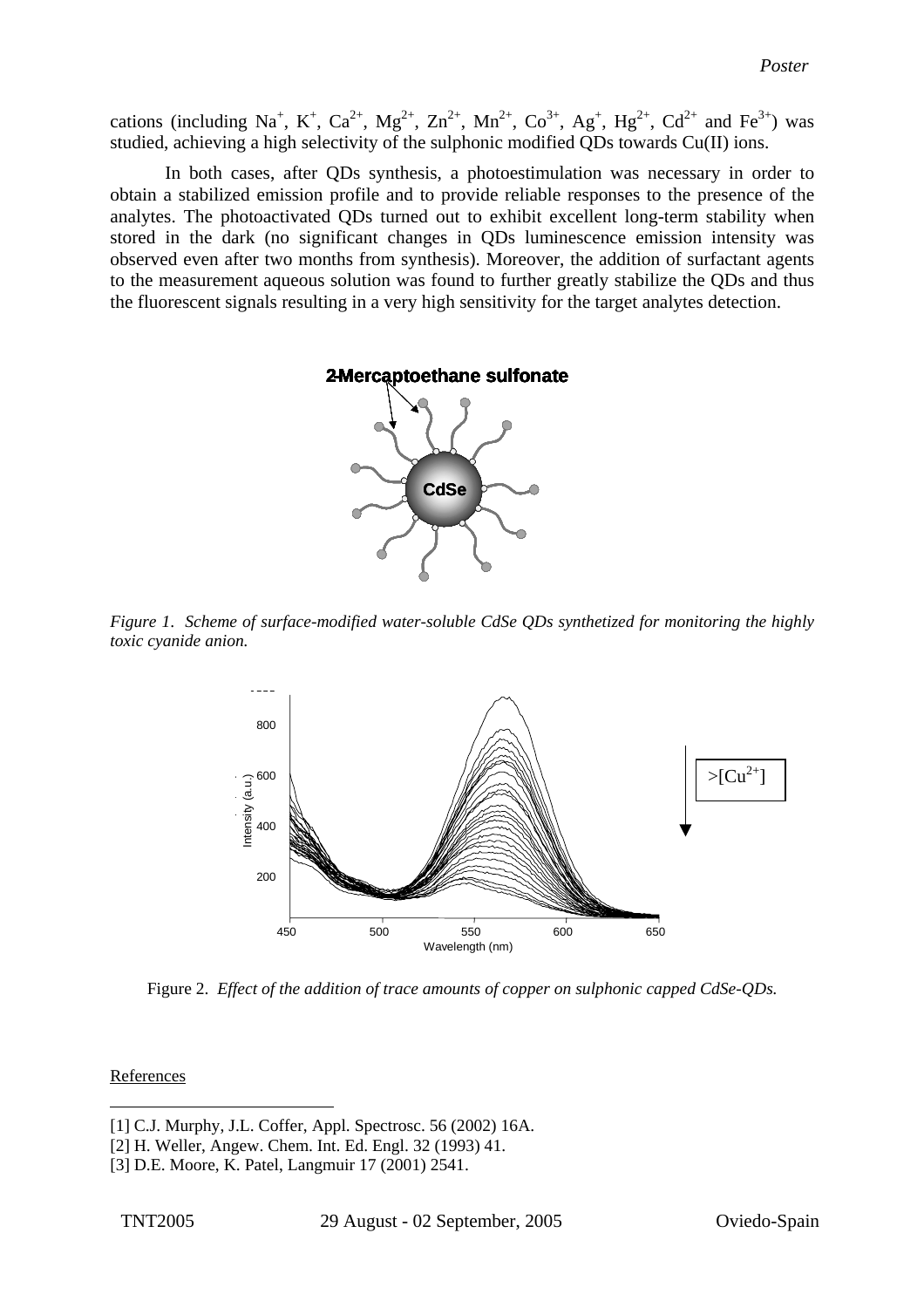cations (including $Na^+$, $K^+$, $Ca^{2+}$, $Mg^{2+}$, $Zn^{2+}$, $Mn^{2+}$, $Co^{3+}$, $Ag^+$, $Hg^{2+}$, $Cd^{2+}$ and $Fe^{3+}$) was studied, achieving a high selectivity of the sulphonic modified QDs towards Cu(II) ions.

In both cases, after QDs synthesis, a photoestimulation was necessary in order to obtain a stabilized emission profile and to provide reliable responses to the presence of the analytes. The photoactivated QDs turned out to exhibit excellent long-term stability when stored in the dark (no significant changes in QDs luminescence emission intensity was observed even after two months from synthesis). Moreover, the addition of surfactant agents to the measurement aqueous solution was found to further greatly stabilize the QDs and thus the fluorescent signals resulting in a very high sensitivity for the target analytes detection.

2-Mercaptoethane sulfonate

CdSe

*Figure 1. Scheme of surface-modified water-soluble CdSe QDs synthetized for monitoring the highly toxic cyanide anion.*

Intensity (a.u.)

800

600

400

200

450

500

550

600

650

Wavelength (nm)

$>[Cu^{2+}]$

Figure 2. *Effect of the addition of trace amounts of copper on sulphonic capped CdSe-QDs.*

References

[1] C.J. Murphy, J.L. Coffer, Appl. Spectrosc. 56 (2002) 16A.

[2] H. Weller, Angew. Chem. Int. Ed. Engl. 32 (1993) 41.

[3] D.E. Moore, K. Patel, Langmuir 17 (2001) 2541.